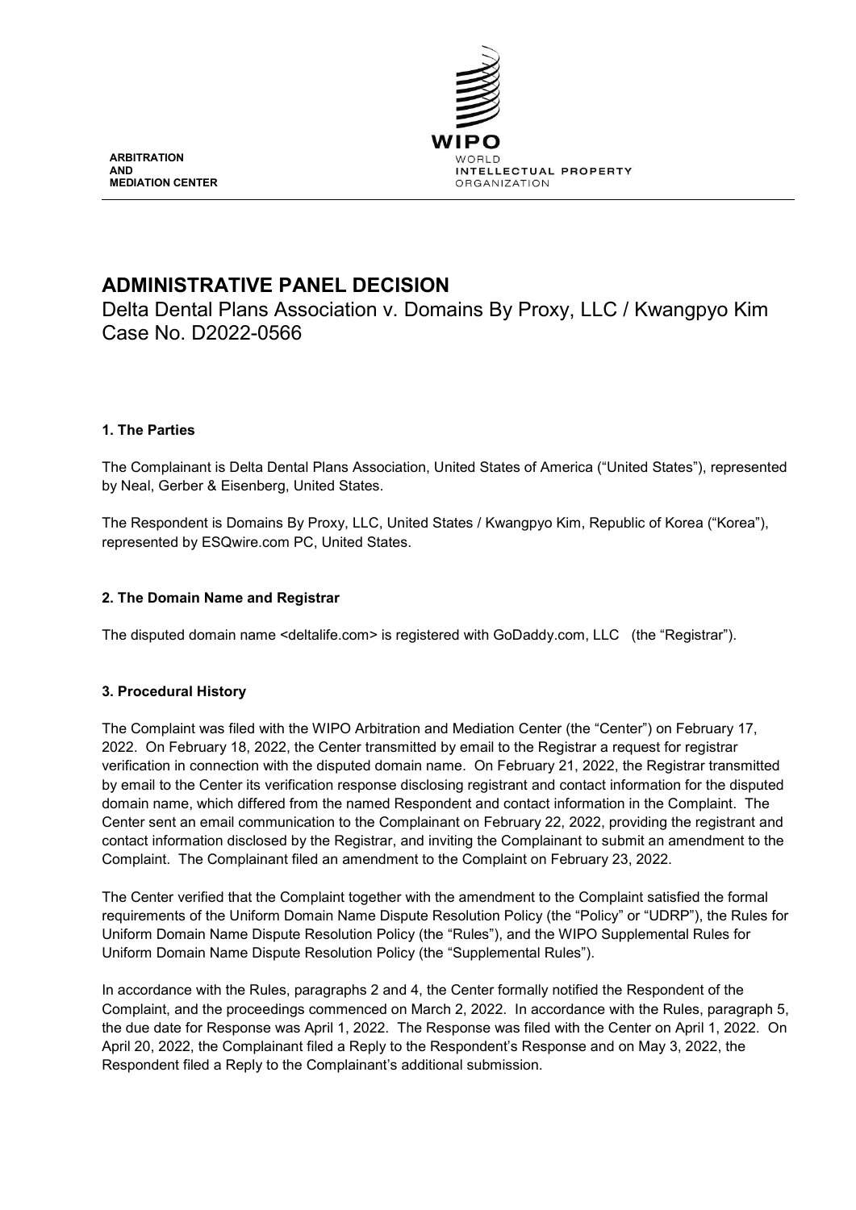ARBITRATION
AND
MEDIATION CENTER

WIPO
WORLD
INTELLECTUAL PROPERTY
ORGANIZATION

# ADMINISTRATIVE PANEL DECISION

Delta Dental Plans Association v. Domains By Proxy, LLC / Kwangpyo Kim
Case No. D2022-0566

## 1. The Parties

The Complainant is Delta Dental Plans Association, United States of America ("United States"), represented by Neal, Gerber & Eisenberg, United States.

The Respondent is Domains By Proxy, LLC, United States / Kwangpyo Kim, Republic of Korea ("Korea"), represented by ESQwire.com PC, United States.

## 2. The Domain Name and Registrar

The disputed domain name <deltalife.com> is registered with GoDaddy.com, LLC (the "Registrar").

## 3. Procedural History

The Complaint was filed with the WIPO Arbitration and Mediation Center (the "Center") on February 17, 2022. On February 18, 2022, the Center transmitted by email to the Registrar a request for registrar verification in connection with the disputed domain name. On February 21, 2022, the Registrar transmitted by email to the Center its verification response disclosing registrant and contact information for the disputed domain name, which differed from the named Respondent and contact information in the Complaint. The Center sent an email communication to the Complainant on February 22, 2022, providing the registrant and contact information disclosed by the Registrar, and inviting the Complainant to submit an amendment to the Complaint. The Complainant filed an amendment to the Complaint on February 23, 2022.

The Center verified that the Complaint together with the amendment to the Complaint satisfied the formal requirements of the Uniform Domain Name Dispute Resolution Policy (the "Policy" or "UDRP"), the Rules for Uniform Domain Name Dispute Resolution Policy (the "Rules"), and the WIPO Supplemental Rules for Uniform Domain Name Dispute Resolution Policy (the "Supplemental Rules").

In accordance with the Rules, paragraphs 2 and 4, the Center formally notified the Respondent of the Complaint, and the proceedings commenced on March 2, 2022. In accordance with the Rules, paragraph 5, the due date for Response was April 1, 2022. The Response was filed with the Center on April 1, 2022. On April 20, 2022, the Complainant filed a Reply to the Respondent's Response and on May 3, 2022, the Respondent filed a Reply to the Complainant's additional submission.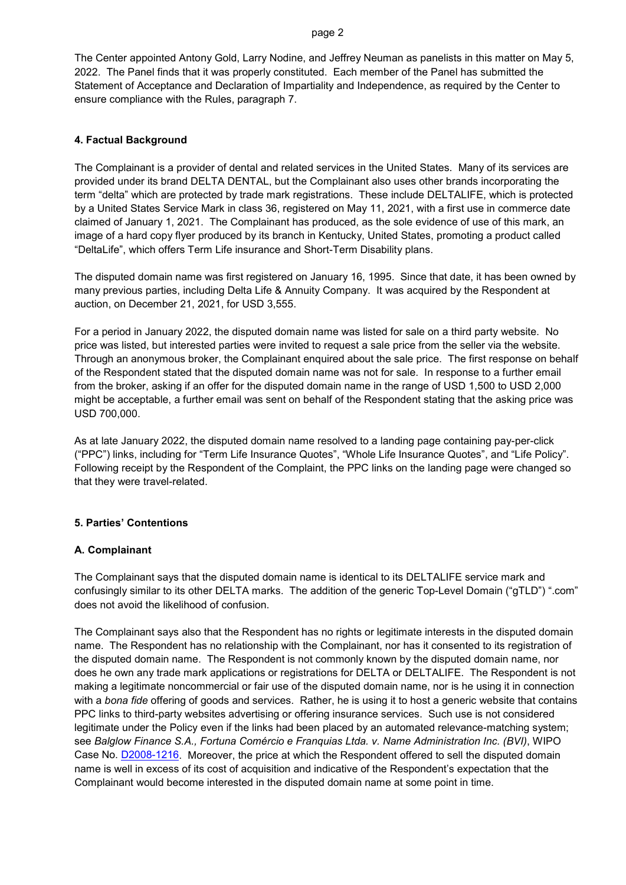The Center appointed Antony Gold, Larry Nodine, and Jeffrey Neuman as panelists in this matter on May 5, 2022. The Panel finds that it was properly constituted. Each member of the Panel has submitted the Statement of Acceptance and Declaration of Impartiality and Independence, as required by the Center to ensure compliance with the Rules, paragraph 7.

## 4. Factual Background

The Complainant is a provider of dental and related services in the United States. Many of its services are provided under its brand DELTA DENTAL, but the Complainant also uses other brands incorporating the term "delta" which are protected by trade mark registrations. These include DELTALIFE, which is protected by a United States Service Mark in class 36, registered on May 11, 2021, with a first use in commerce date claimed of January 1, 2021. The Complainant has produced, as the sole evidence of use of this mark, an image of a hard copy flyer produced by its branch in Kentucky, United States, promoting a product called "DeltaLife", which offers Term Life insurance and Short-Term Disability plans.

The disputed domain name was first registered on January 16, 1995. Since that date, it has been owned by many previous parties, including Delta Life & Annuity Company. It was acquired by the Respondent at auction, on December 21, 2021, for USD 3,555.

For a period in January 2022, the disputed domain name was listed for sale on a third party website. No price was listed, but interested parties were invited to request a sale price from the seller via the website. Through an anonymous broker, the Complainant enquired about the sale price. The first response on behalf of the Respondent stated that the disputed domain name was not for sale. In response to a further email from the broker, asking if an offer for the disputed domain name in the range of USD 1,500 to USD 2,000 might be acceptable, a further email was sent on behalf of the Respondent stating that the asking price was USD 700,000.

As at late January 2022, the disputed domain name resolved to a landing page containing pay-per-click ("PPC") links, including for "Term Life Insurance Quotes", "Whole Life Insurance Quotes", and "Life Policy". Following receipt by the Respondent of the Complaint, the PPC links on the landing page were changed so that they were travel-related.

## 5. Parties' Contentions

### A. Complainant

The Complainant says that the disputed domain name is identical to its DELTALIFE service mark and confusingly similar to its other DELTA marks. The addition of the generic Top-Level Domain ("gTLD") ".com" does not avoid the likelihood of confusion.

The Complainant says also that the Respondent has no rights or legitimate interests in the disputed domain name. The Respondent has no relationship with the Complainant, nor has it consented to its registration of the disputed domain name. The Respondent is not commonly known by the disputed domain name, nor does he own any trade mark applications or registrations for DELTA or DELTALIFE. The Respondent is not making a legitimate noncommercial or fair use of the disputed domain name, nor is he using it in connection with a *bona fide* offering of goods and services. Rather, he is using it to host a generic website that contains PPC links to third-party websites advertising or offering insurance services. Such use is not considered legitimate under the Policy even if the links had been placed by an automated relevance-matching system; see *Balglow Finance S.A., Fortuna Comércio e Franquias Ltda. v. Name Administration Inc. (BVI)*, WIPO Case No. D2008-1216. Moreover, the price at which the Respondent offered to sell the disputed domain name is well in excess of its cost of acquisition and indicative of the Respondent's expectation that the Complainant would become interested in the disputed domain name at some point in time.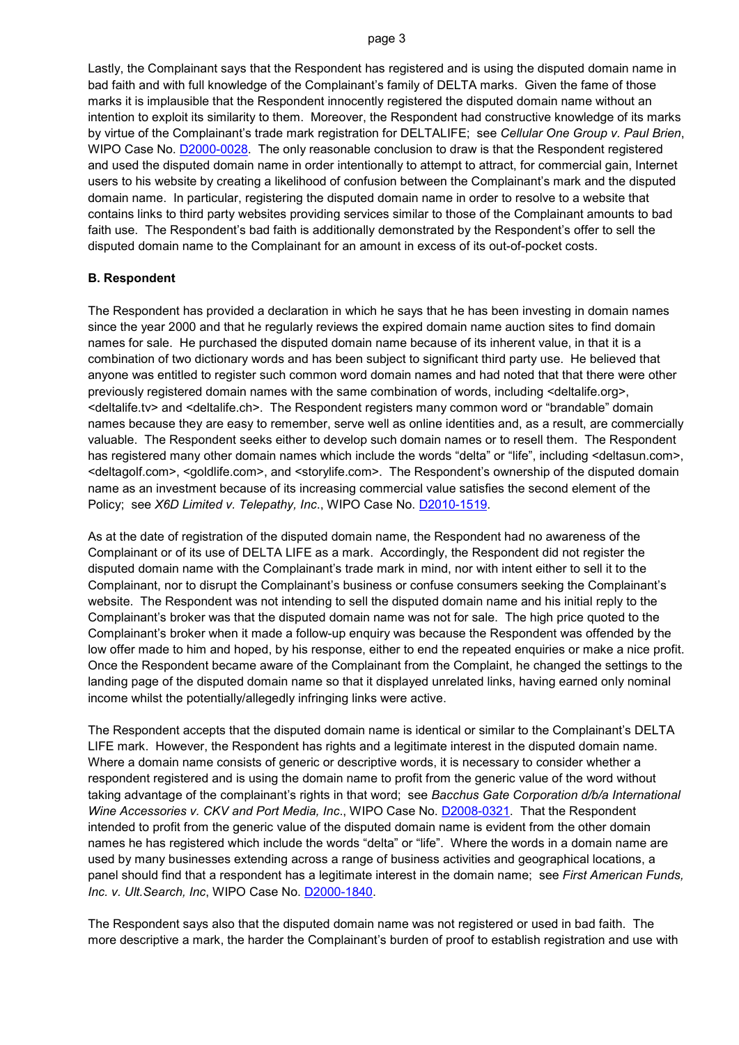Lastly, the Complainant says that the Respondent has registered and is using the disputed domain name in bad faith and with full knowledge of the Complainant's family of DELTA marks. Given the fame of those marks it is implausible that the Respondent innocently registered the disputed domain name without an intention to exploit its similarity to them. Moreover, the Respondent had constructive knowledge of its marks by virtue of the Complainant's trade mark registration for DELTALIFE; see *Cellular One Group v. Paul Brien*, WIPO Case No. D2000-0028. The only reasonable conclusion to draw is that the Respondent registered and used the disputed domain name in order intentionally to attempt to attract, for commercial gain, Internet users to his website by creating a likelihood of confusion between the Complainant's mark and the disputed domain name. In particular, registering the disputed domain name in order to resolve to a website that contains links to third party websites providing services similar to those of the Complainant amounts to bad faith use. The Respondent's bad faith is additionally demonstrated by the Respondent's offer to sell the disputed domain name to the Complainant for an amount in excess of its out-of-pocket costs.

**B. Respondent**

The Respondent has provided a declaration in which he says that he has been investing in domain names since the year 2000 and that he regularly reviews the expired domain name auction sites to find domain names for sale. He purchased the disputed domain name because of its inherent value, in that it is a combination of two dictionary words and has been subject to significant third party use. He believed that anyone was entitled to register such common word domain names and had noted that that there were other previously registered domain names with the same combination of words, including <deltalife.org>, <deltalife.tv> and <deltalife.ch>. The Respondent registers many common word or "brandable" domain names because they are easy to remember, serve well as online identities and, as a result, are commercially valuable. The Respondent seeks either to develop such domain names or to resell them. The Respondent has registered many other domain names which include the words "delta" or "life", including <deltasun.com>, <deltagolf.com>, <goldlife.com>, and <storylife.com>. The Respondent's ownership of the disputed domain name as an investment because of its increasing commercial value satisfies the second element of the Policy; see *X6D Limited v. Telepathy, Inc*., WIPO Case No. D2010-1519.

As at the date of registration of the disputed domain name, the Respondent had no awareness of the Complainant or of its use of DELTA LIFE as a mark. Accordingly, the Respondent did not register the disputed domain name with the Complainant's trade mark in mind, nor with intent either to sell it to the Complainant, nor to disrupt the Complainant's business or confuse consumers seeking the Complainant's website. The Respondent was not intending to sell the disputed domain name and his initial reply to the Complainant's broker was that the disputed domain name was not for sale. The high price quoted to the Complainant's broker when it made a follow-up enquiry was because the Respondent was offended by the low offer made to him and hoped, by his response, either to end the repeated enquiries or make a nice profit. Once the Respondent became aware of the Complainant from the Complaint, he changed the settings to the landing page of the disputed domain name so that it displayed unrelated links, having earned only nominal income whilst the potentially/allegedly infringing links were active.

The Respondent accepts that the disputed domain name is identical or similar to the Complainant's DELTA LIFE mark. However, the Respondent has rights and a legitimate interest in the disputed domain name. Where a domain name consists of generic or descriptive words, it is necessary to consider whether a respondent registered and is using the domain name to profit from the generic value of the word without taking advantage of the complainant's rights in that word; see *Bacchus Gate Corporation d/b/a International Wine Accessories v. CKV and Port Media, Inc*., WIPO Case No. D2008-0321. That the Respondent intended to profit from the generic value of the disputed domain name is evident from the other domain names he has registered which include the words "delta" or "life". Where the words in a domain name are used by many businesses extending across a range of business activities and geographical locations, a panel should find that a respondent has a legitimate interest in the domain name; see *First American Funds, Inc. v. Ult.Search, Inc*, WIPO Case No. D2000-1840.

The Respondent says also that the disputed domain name was not registered or used in bad faith. The more descriptive a mark, the harder the Complainant's burden of proof to establish registration and use with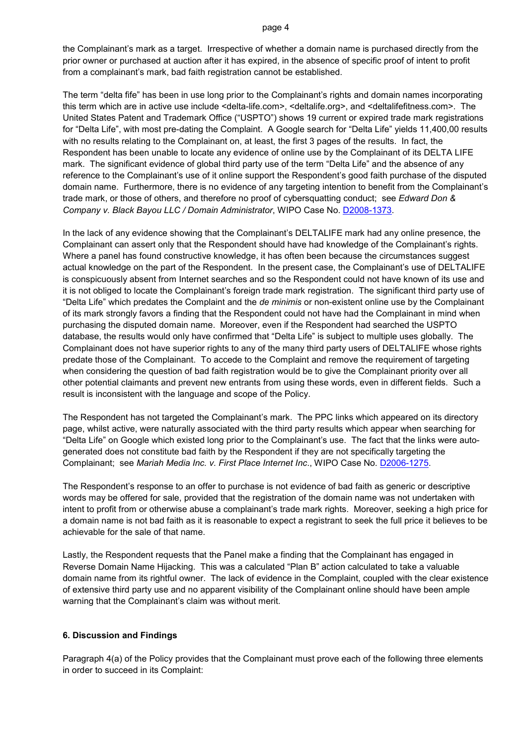the Complainant's mark as a target. Irrespective of whether a domain name is purchased directly from the prior owner or purchased at auction after it has expired, in the absence of specific proof of intent to profit from a complainant's mark, bad faith registration cannot be established.

The term "delta fife" has been in use long prior to the Complainant's rights and domain names incorporating this term which are in active use include <delta-life.com>, <deltalife.org>, and <deltalifefitness.com>. The United States Patent and Trademark Office ("USPTO") shows 19 current or expired trade mark registrations for "Delta Life", with most pre-dating the Complaint. A Google search for "Delta Life" yields 11,400,00 results with no results relating to the Complainant on, at least, the first 3 pages of the results. In fact, the Respondent has been unable to locate any evidence of online use by the Complainant of its DELTA LIFE mark. The significant evidence of global third party use of the term "Delta Life" and the absence of any reference to the Complainant's use of it online support the Respondent's good faith purchase of the disputed domain name. Furthermore, there is no evidence of any targeting intention to benefit from the Complainant's trade mark, or those of others, and therefore no proof of cybersquatting conduct; see *Edward Don & Company v. Black Bayou LLC / Domain Administrator*, WIPO Case No. D2008-1373.

In the lack of any evidence showing that the Complainant's DELTALIFE mark had any online presence, the Complainant can assert only that the Respondent should have had knowledge of the Complainant's rights. Where a panel has found constructive knowledge, it has often been because the circumstances suggest actual knowledge on the part of the Respondent. In the present case, the Complainant's use of DELTALIFE is conspicuously absent from Internet searches and so the Respondent could not have known of its use and it is not obliged to locate the Complainant's foreign trade mark registration. The significant third party use of "Delta Life" which predates the Complaint and the *de minimis* or non-existent online use by the Complainant of its mark strongly favors a finding that the Respondent could not have had the Complainant in mind when purchasing the disputed domain name. Moreover, even if the Respondent had searched the USPTO database, the results would only have confirmed that "Delta Life" is subject to multiple uses globally. The Complainant does not have superior rights to any of the many third party users of DELTALIFE whose rights predate those of the Complainant. To accede to the Complaint and remove the requirement of targeting when considering the question of bad faith registration would be to give the Complainant priority over all other potential claimants and prevent new entrants from using these words, even in different fields. Such a result is inconsistent with the language and scope of the Policy.

The Respondent has not targeted the Complainant's mark. The PPC links which appeared on its directory page, whilst active, were naturally associated with the third party results which appear when searching for "Delta Life" on Google which existed long prior to the Complainant's use. The fact that the links were auto-generated does not constitute bad faith by the Respondent if they are not specifically targeting the Complainant; see *Mariah Media Inc. v. First Place Internet Inc*., WIPO Case No. D2006-1275.

The Respondent's response to an offer to purchase is not evidence of bad faith as generic or descriptive words may be offered for sale, provided that the registration of the domain name was not undertaken with intent to profit from or otherwise abuse a complainant's trade mark rights. Moreover, seeking a high price for a domain name is not bad faith as it is reasonable to expect a registrant to seek the full price it believes to be achievable for the sale of that name.

Lastly, the Respondent requests that the Panel make a finding that the Complainant has engaged in Reverse Domain Name Hijacking. This was a calculated "Plan B" action calculated to take a valuable domain name from its rightful owner. The lack of evidence in the Complaint, coupled with the clear existence of extensive third party use and no apparent visibility of the Complainant online should have been ample warning that the Complainant's claim was without merit.

## 6. Discussion and Findings

Paragraph 4(a) of the Policy provides that the Complainant must prove each of the following three elements in order to succeed in its Complaint: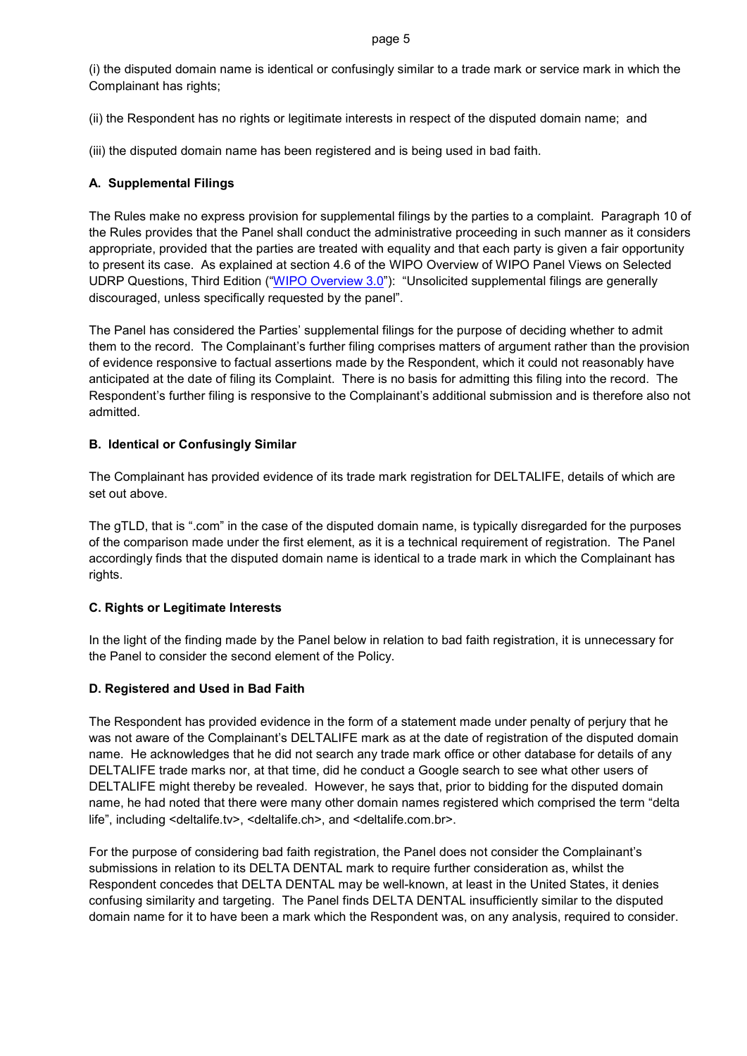(i) the disputed domain name is identical or confusingly similar to a trade mark or service mark in which the Complainant has rights;

(ii) the Respondent has no rights or legitimate interests in respect of the disputed domain name; and

(iii) the disputed domain name has been registered and is being used in bad faith.

### A. Supplemental Filings

The Rules make no express provision for supplemental filings by the parties to a complaint. Paragraph 10 of the Rules provides that the Panel shall conduct the administrative proceeding in such manner as it considers appropriate, provided that the parties are treated with equality and that each party is given a fair opportunity to present its case. As explained at section 4.6 of the WIPO Overview of WIPO Panel Views on Selected UDRP Questions, Third Edition ("WIPO Overview 3.0"): "Unsolicited supplemental filings are generally discouraged, unless specifically requested by the panel".

The Panel has considered the Parties' supplemental filings for the purpose of deciding whether to admit them to the record. The Complainant's further filing comprises matters of argument rather than the provision of evidence responsive to factual assertions made by the Respondent, which it could not reasonably have anticipated at the date of filing its Complaint. There is no basis for admitting this filing into the record. The Respondent's further filing is responsive to the Complainant's additional submission and is therefore also not admitted.

### B. Identical or Confusingly Similar

The Complainant has provided evidence of its trade mark registration for DELTALIFE, details of which are set out above.

The gTLD, that is ".com" in the case of the disputed domain name, is typically disregarded for the purposes of the comparison made under the first element, as it is a technical requirement of registration. The Panel accordingly finds that the disputed domain name is identical to a trade mark in which the Complainant has rights.

### C. Rights or Legitimate Interests

In the light of the finding made by the Panel below in relation to bad faith registration, it is unnecessary for the Panel to consider the second element of the Policy.

### D. Registered and Used in Bad Faith

The Respondent has provided evidence in the form of a statement made under penalty of perjury that he was not aware of the Complainant's DELTALIFE mark as at the date of registration of the disputed domain name. He acknowledges that he did not search any trade mark office or other database for details of any DELTALIFE trade marks nor, at that time, did he conduct a Google search to see what other users of DELTALIFE might thereby be revealed. However, he says that, prior to bidding for the disputed domain name, he had noted that there were many other domain names registered which comprised the term "delta life", including <deltalife.tv>, <deltalife.ch>, and <deltalife.com.br>.

For the purpose of considering bad faith registration, the Panel does not consider the Complainant's submissions in relation to its DELTA DENTAL mark to require further consideration as, whilst the Respondent concedes that DELTA DENTAL may be well-known, at least in the United States, it denies confusing similarity and targeting. The Panel finds DELTA DENTAL insufficiently similar to the disputed domain name for it to have been a mark which the Respondent was, on any analysis, required to consider.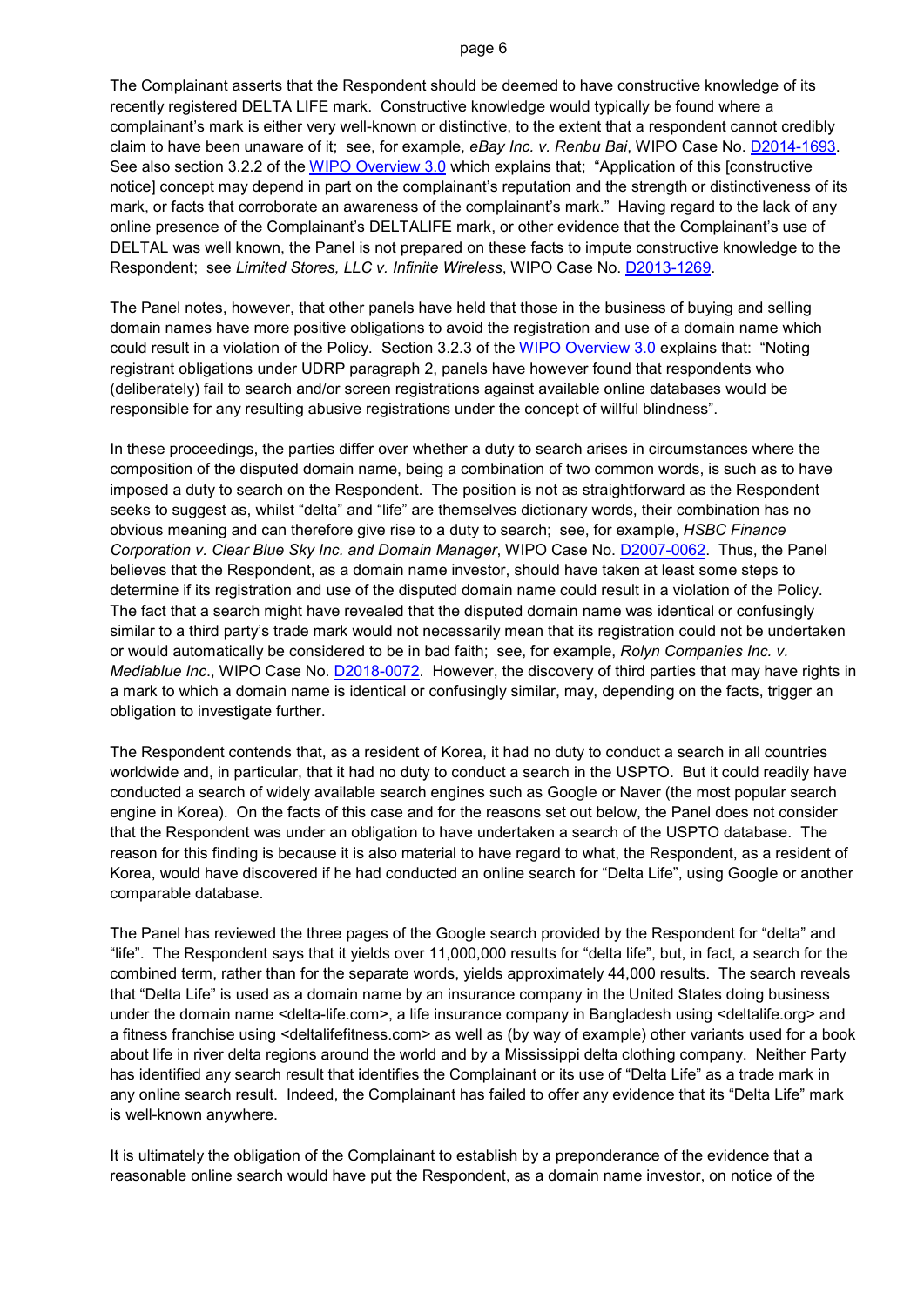The Complainant asserts that the Respondent should be deemed to have constructive knowledge of its recently registered DELTA LIFE mark. Constructive knowledge would typically be found where a complainant's mark is either very well-known or distinctive, to the extent that a respondent cannot credibly claim to have been unaware of it; see, for example, *eBay Inc. v. Renbu Bai*, WIPO Case No. D2014-1693. See also section 3.2.2 of the WIPO Overview 3.0 which explains that; "Application of this [constructive notice] concept may depend in part on the complainant's reputation and the strength or distinctiveness of its mark, or facts that corroborate an awareness of the complainant's mark." Having regard to the lack of any online presence of the Complainant's DELTALIFE mark, or other evidence that the Complainant's use of DELTAL was well known, the Panel is not prepared on these facts to impute constructive knowledge to the Respondent; see *Limited Stores, LLC v. Infinite Wireless*, WIPO Case No. D2013-1269.

The Panel notes, however, that other panels have held that those in the business of buying and selling domain names have more positive obligations to avoid the registration and use of a domain name which could result in a violation of the Policy. Section 3.2.3 of the WIPO Overview 3.0 explains that: "Noting registrant obligations under UDRP paragraph 2, panels have however found that respondents who (deliberately) fail to search and/or screen registrations against available online databases would be responsible for any resulting abusive registrations under the concept of willful blindness".

In these proceedings, the parties differ over whether a duty to search arises in circumstances where the composition of the disputed domain name, being a combination of two common words, is such as to have imposed a duty to search on the Respondent. The position is not as straightforward as the Respondent seeks to suggest as, whilst "delta" and "life" are themselves dictionary words, their combination has no obvious meaning and can therefore give rise to a duty to search; see, for example, *HSBC Finance Corporation v. Clear Blue Sky Inc. and Domain Manager*, WIPO Case No. D2007-0062. Thus, the Panel believes that the Respondent, as a domain name investor, should have taken at least some steps to determine if its registration and use of the disputed domain name could result in a violation of the Policy. The fact that a search might have revealed that the disputed domain name was identical or confusingly similar to a third party's trade mark would not necessarily mean that its registration could not be undertaken or would automatically be considered to be in bad faith; see, for example, *Rolyn Companies Inc. v. Mediablue Inc*., WIPO Case No. D2018-0072. However, the discovery of third parties that may have rights in a mark to which a domain name is identical or confusingly similar, may, depending on the facts, trigger an obligation to investigate further.

The Respondent contends that, as a resident of Korea, it had no duty to conduct a search in all countries worldwide and, in particular, that it had no duty to conduct a search in the USPTO. But it could readily have conducted a search of widely available search engines such as Google or Naver (the most popular search engine in Korea). On the facts of this case and for the reasons set out below, the Panel does not consider that the Respondent was under an obligation to have undertaken a search of the USPTO database. The reason for this finding is because it is also material to have regard to what, the Respondent, as a resident of Korea, would have discovered if he had conducted an online search for "Delta Life", using Google or another comparable database.

The Panel has reviewed the three pages of the Google search provided by the Respondent for "delta" and "life". The Respondent says that it yields over 11,000,000 results for "delta life", but, in fact, a search for the combined term, rather than for the separate words, yields approximately 44,000 results. The search reveals that "Delta Life" is used as a domain name by an insurance company in the United States doing business under the domain name <delta-life.com>, a life insurance company in Bangladesh using <deltalife.org> and a fitness franchise using <deltalifefitness.com> as well as (by way of example) other variants used for a book about life in river delta regions around the world and by a Mississippi delta clothing company. Neither Party has identified any search result that identifies the Complainant or its use of "Delta Life" as a trade mark in any online search result. Indeed, the Complainant has failed to offer any evidence that its "Delta Life" mark is well-known anywhere.

It is ultimately the obligation of the Complainant to establish by a preponderance of the evidence that a reasonable online search would have put the Respondent, as a domain name investor, on notice of the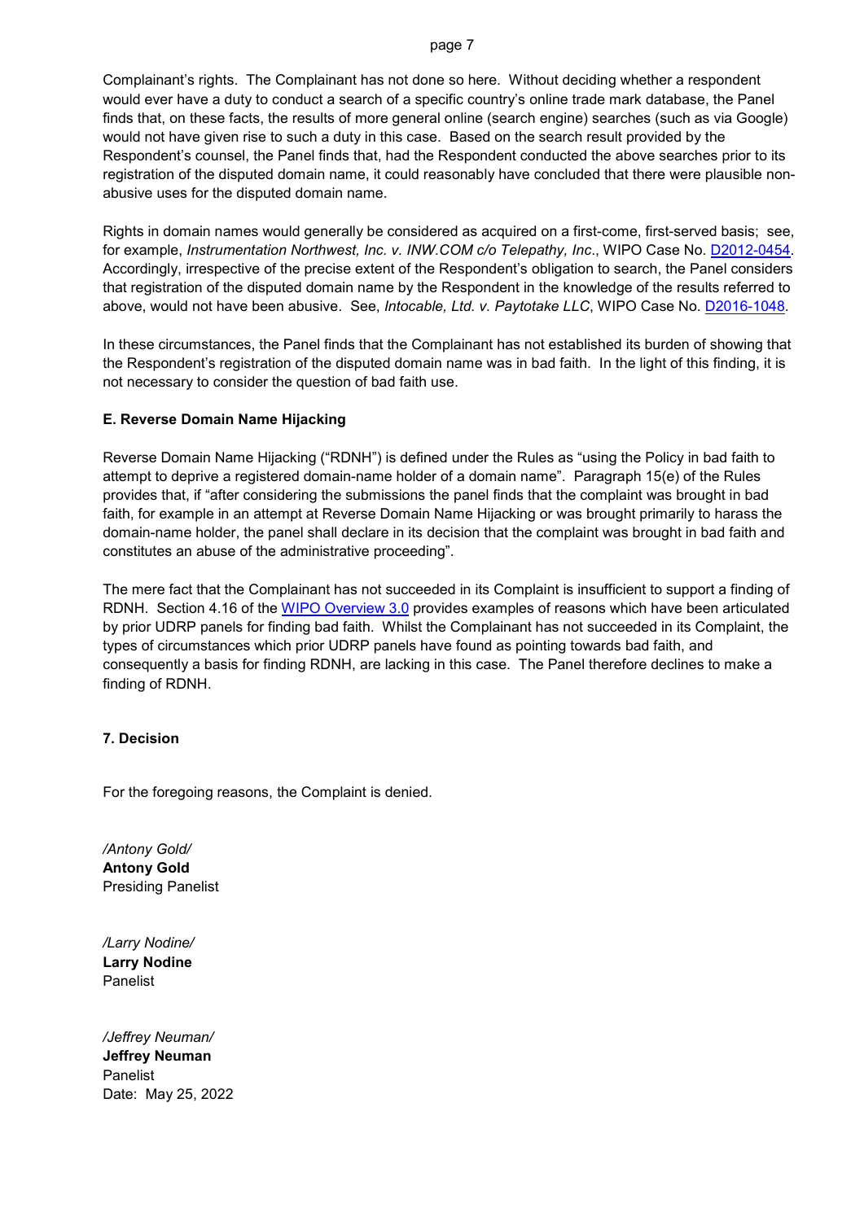Complainant's rights. The Complainant has not done so here. Without deciding whether a respondent would ever have a duty to conduct a search of a specific country's online trade mark database, the Panel finds that, on these facts, the results of more general online (search engine) searches (such as via Google) would not have given rise to such a duty in this case. Based on the search result provided by the Respondent's counsel, the Panel finds that, had the Respondent conducted the above searches prior to its registration of the disputed domain name, it could reasonably have concluded that there were plausible non-abusive uses for the disputed domain name.

Rights in domain names would generally be considered as acquired on a first-come, first-served basis; see, for example, *Instrumentation Northwest, Inc. v. INW.COM c/o Telepathy, Inc*., WIPO Case No. D2012-0454. Accordingly, irrespective of the precise extent of the Respondent's obligation to search, the Panel considers that registration of the disputed domain name by the Respondent in the knowledge of the results referred to above, would not have been abusive. See, *Intocable, Ltd. v. Paytotake LLC*, WIPO Case No. D2016-1048.

In these circumstances, the Panel finds that the Complainant has not established its burden of showing that the Respondent's registration of the disputed domain name was in bad faith. In the light of this finding, it is not necessary to consider the question of bad faith use.

**E. Reverse Domain Name Hijacking**

Reverse Domain Name Hijacking ("RDNH") is defined under the Rules as "using the Policy in bad faith to attempt to deprive a registered domain-name holder of a domain name". Paragraph 15(e) of the Rules provides that, if "after considering the submissions the panel finds that the complaint was brought in bad faith, for example in an attempt at Reverse Domain Name Hijacking or was brought primarily to harass the domain-name holder, the panel shall declare in its decision that the complaint was brought in bad faith and constitutes an abuse of the administrative proceeding".

The mere fact that the Complainant has not succeeded in its Complaint is insufficient to support a finding of RDNH. Section 4.16 of the WIPO Overview 3.0 provides examples of reasons which have been articulated by prior UDRP panels for finding bad faith. Whilst the Complainant has not succeeded in its Complaint, the types of circumstances which prior UDRP panels have found as pointing towards bad faith, and consequently a basis for finding RDNH, are lacking in this case. The Panel therefore declines to make a finding of RDNH.

**7. Decision**

For the foregoing reasons, the Complaint is denied.

*/Antony Gold/*
**Antony Gold**
Presiding Panelist

*/Larry Nodine/*
**Larry Nodine**
Panelist

*/Jeffrey Neuman/*
**Jeffrey Neuman**
Panelist
Date: May 25, 2022